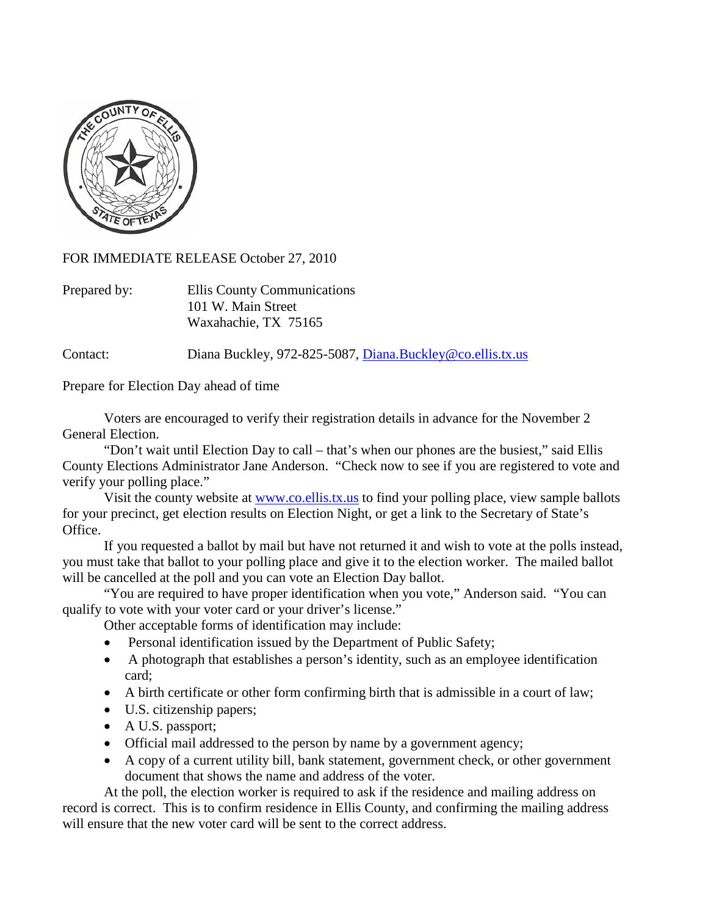FOR IMMEDIATE RELEASE October 27, 2010

Prepared by: Ellis County Communications
101 W. Main Street
Waxahachie, TX 75165

Contact: Diana Buckley, 972-825-5087, Diana.Buckley@co.ellis.tx.us

Prepare for Election Day ahead of time

Voters are encouraged to verify their registration details in advance for the November 2 General Election.

"Don't wait until Election Day to call – that's when our phones are the busiest," said Ellis County Elections Administrator Jane Anderson. "Check now to see if you are registered to vote and verify your polling place."

Visit the county website at www.co.ellis.tx.us to find your polling place, view sample ballots for your precinct, get election results on Election Night, or get a link to the Secretary of State's Office.

If you requested a ballot by mail but have not returned it and wish to vote at the polls instead, you must take that ballot to your polling place and give it to the election worker. The mailed ballot will be cancelled at the poll and you can vote an Election Day ballot.

"You are required to have proper identification when you vote," Anderson said. "You can qualify to vote with your voter card or your driver's license."

Other acceptable forms of identification may include:

- Personal identification issued by the Department of Public Safety;
- A photograph that establishes a person's identity, such as an employee identification card;
- A birth certificate or other form confirming birth that is admissible in a court of law;
- U.S. citizenship papers;
- A U.S. passport;
- Official mail addressed to the person by name by a government agency;
- A copy of a current utility bill, bank statement, government check, or other government document that shows the name and address of the voter.

At the poll, the election worker is required to ask if the residence and mailing address on record is correct. This is to confirm residence in Ellis County, and confirming the mailing address will ensure that the new voter card will be sent to the correct address.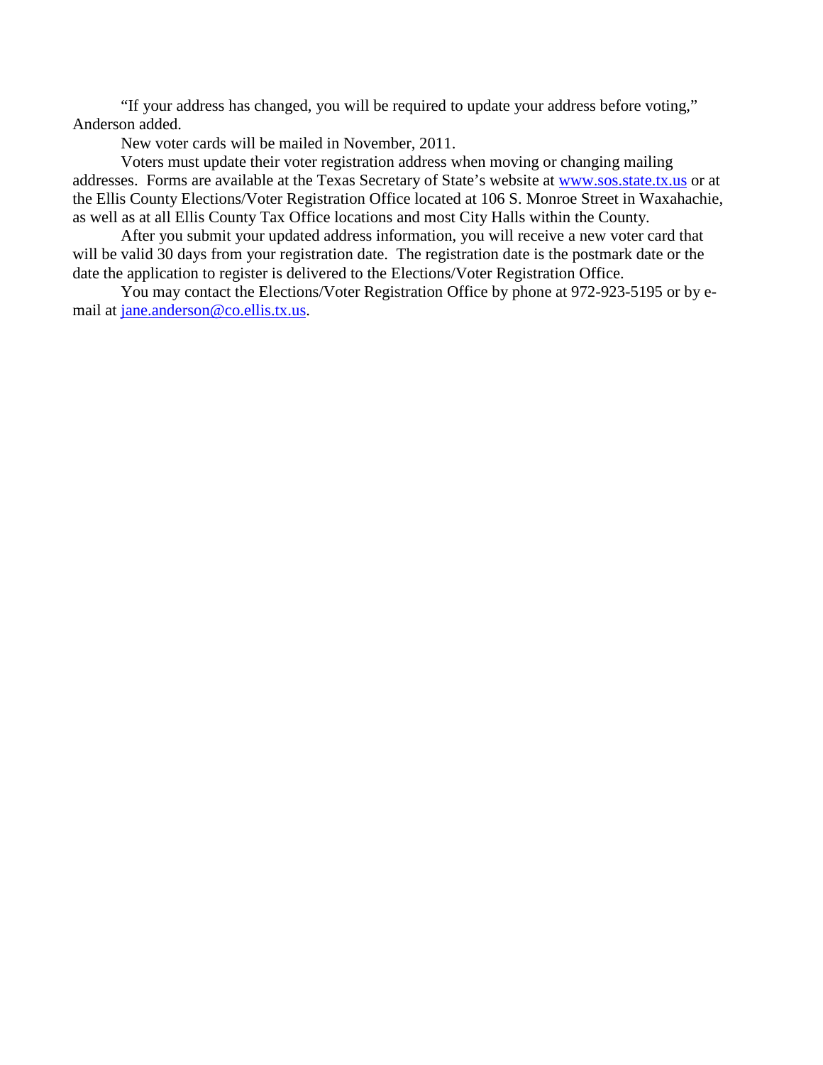"If your address has changed, you will be required to update your address before voting," Anderson added.

New voter cards will be mailed in November, 2011.

Voters must update their voter registration address when moving or changing mailing addresses. Forms are available at the Texas Secretary of State's website at www.sos.state.tx.us or at the Ellis County Elections/Voter Registration Office located at 106 S. Monroe Street in Waxahachie, as well as at all Ellis County Tax Office locations and most City Halls within the County.

After you submit your updated address information, you will receive a new voter card that will be valid 30 days from your registration date. The registration date is the postmark date or the date the application to register is delivered to the Elections/Voter Registration Office.

You may contact the Elections/Voter Registration Office by phone at 972-923-5195 or by e-mail at jane.anderson@co.ellis.tx.us.